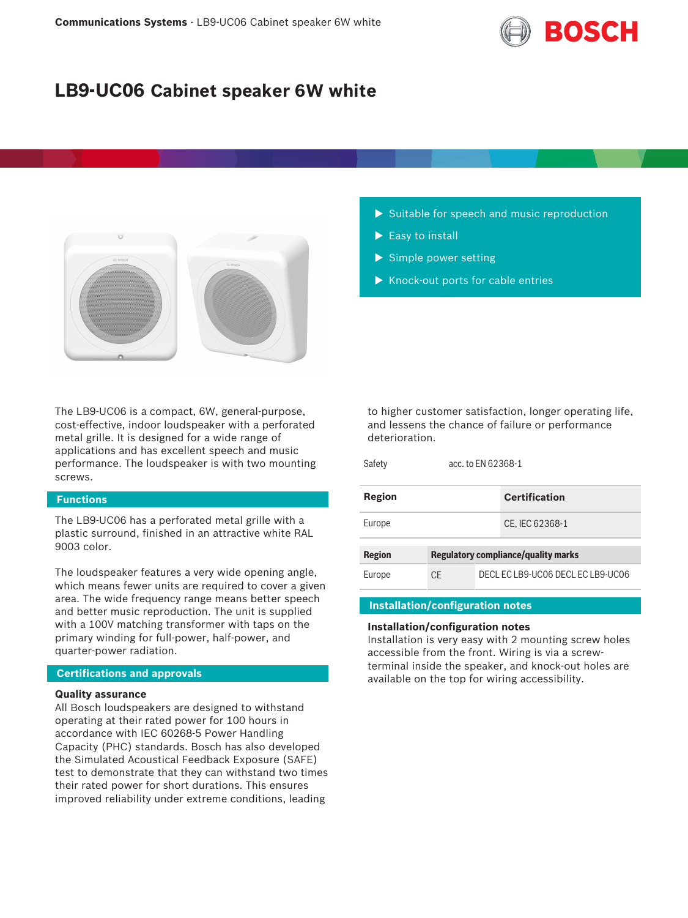# LB9-UC06 Cabinet speaker 6W white

- Suitable for speech and music reproduction
- Easy to install
- Simple power setting
- Knock-out ports for cable entries

The LB9-UC06 is a compact, 6W, general-purpose, cost-effective, indoor loudspeaker with a perforated metal grille. It is designed for a wide range of applications and has excellent speech and music performance. The loudspeaker is with two mounting screws.

## Functions

The LB9-UC06 has a perforated metal grille with a plastic surround, finished in an attractive white RAL 9003 color.

The loudspeaker features a very wide opening angle, which means fewer units are required to cover a given area. The wide frequency range means better speech and better music reproduction. The unit is supplied with a 100V matching transformer with taps on the primary winding for full-power, half-power, and quarter-power radiation.

## Certifications and approvals

**Quality assurance**
All Bosch loudspeakers are designed to withstand operating at their rated power for 100 hours in accordance with IEC 60268-5 Power Handling Capacity (PHC) standards. Bosch has also developed the Simulated Acoustical Feedback Exposure (SAFE) test to demonstrate that they can withstand two times their rated power for short durations. This ensures improved reliability under extreme conditions, leading to higher customer satisfaction, longer operating life, and lessens the chance of failure or performance deterioration.

| | |
|---|---|
| Safety | acc. to EN 62368-1 |

| Region | Certification |
|---|---|
| Europe | CE, IEC 62368-1 |

| Region | Regulatory compliance/quality marks | |
|---|---|---|
| Europe | CE | DECL EC LB9-UC06 DECL EC LB9-UC06 |

## Installation/configuration notes

**Installation/configuration notes**
Installation is very easy with 2 mounting screw holes accessible from the front. Wiring is via a screw-terminal inside the speaker, and knock-out holes are available on the top for wiring accessibility.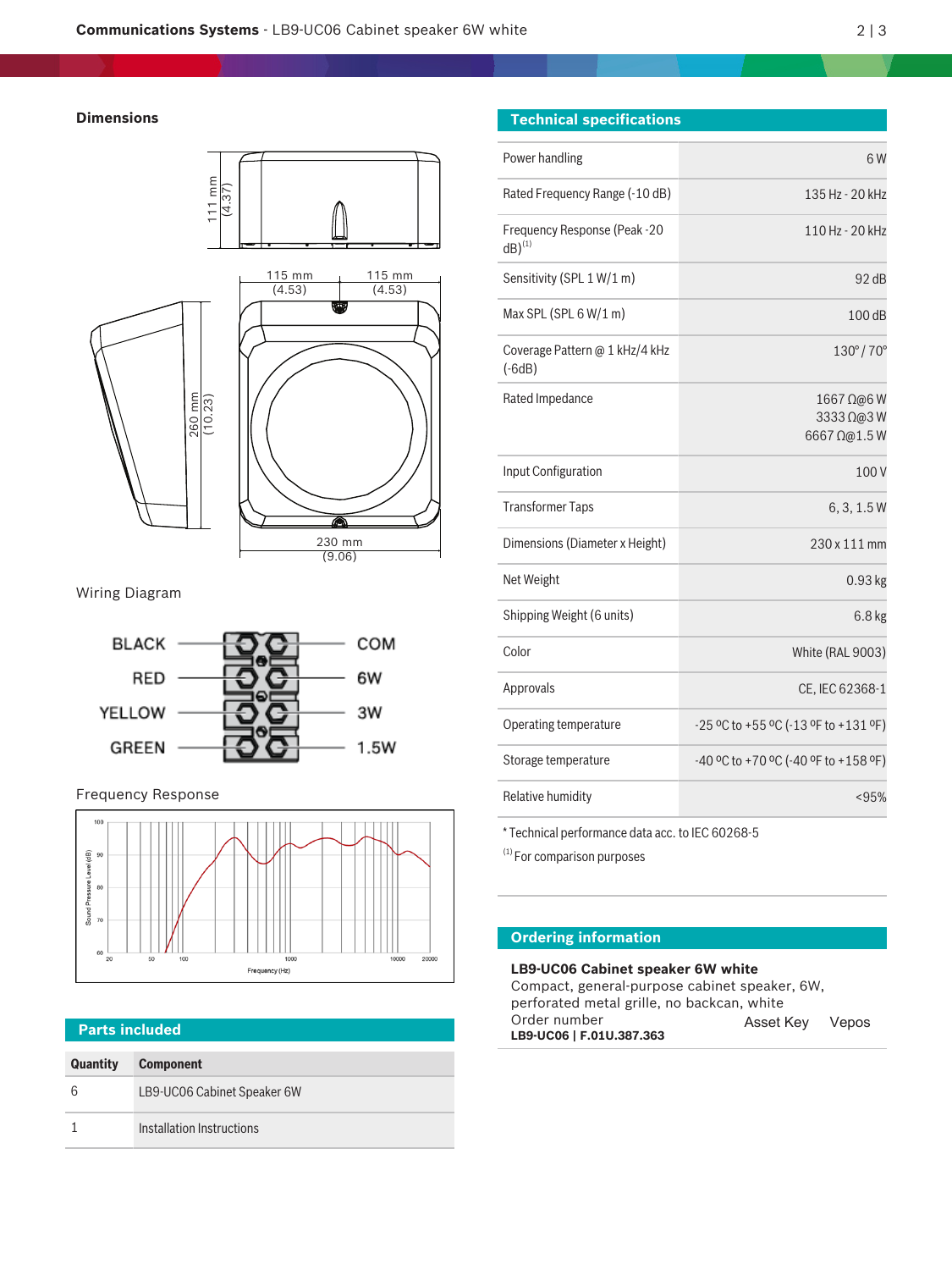## Dimensions

111 mm (4.37)

115 mm (4.53) 115 mm (4.53)

260 mm (10.23)

230 mm (9.06)

## Wiring Diagram

| Wire | Tap |
|---|---|
| BLACK | COM |
| RED | 6W |
| YELLOW | 3W |
| GREEN | 1.5W |

## Frequency Response

## Technical specifications

| | |
|---|---|
| Power handling | 6 W |
| Rated Frequency Range (-10 dB) | 135 Hz - 20 kHz |
| Frequency Response (Peak -20 dB)[1] | 110 Hz - 20 kHz |
| Sensitivity (SPL 1 W/1 m) | 92 dB |
| Max SPL (SPL 6 W/1 m) | 100 dB |
| Coverage Pattern @ 1 kHz/4 kHz (-6dB) | 130° / 70° |
| Rated Impedance | 1667 Ω@6 W<br>3333 Ω@3 W<br>6667 Ω@1.5 W |
| Input Configuration | 100 V |
| Transformer Taps | 6, 3, 1.5 W |
| Dimensions (Diameter x Height) | 230 x 111 mm |
| Net Weight | 0.93 kg |
| Shipping Weight (6 units) | 6.8 kg |
| Color | White (RAL 9003) |
| Approvals | CE, IEC 62368-1 |
| Operating temperature | -25 ºC to +55 ºC (-13 ºF to +131 ºF) |
| Storage temperature | -40 ºC to +70 ºC (-40 ºF to +158 ºF) |
| Relative humidity | <95% |

* Technical performance data acc. to IEC 60268-5

[1] For comparison purposes

## Parts included

| Quantity | Component |
|---|---|
| 6 | LB9-UC06 Cabinet Speaker 6W |
| 1 | Installation Instructions |

## Ordering information

**LB9-UC06 Cabinet speaker 6W white**
Compact, general-purpose cabinet speaker, 6W, perforated metal grille, no backcan, white

Order number Asset Key Vepos
**LB9-UC06 | F.01U.387.363**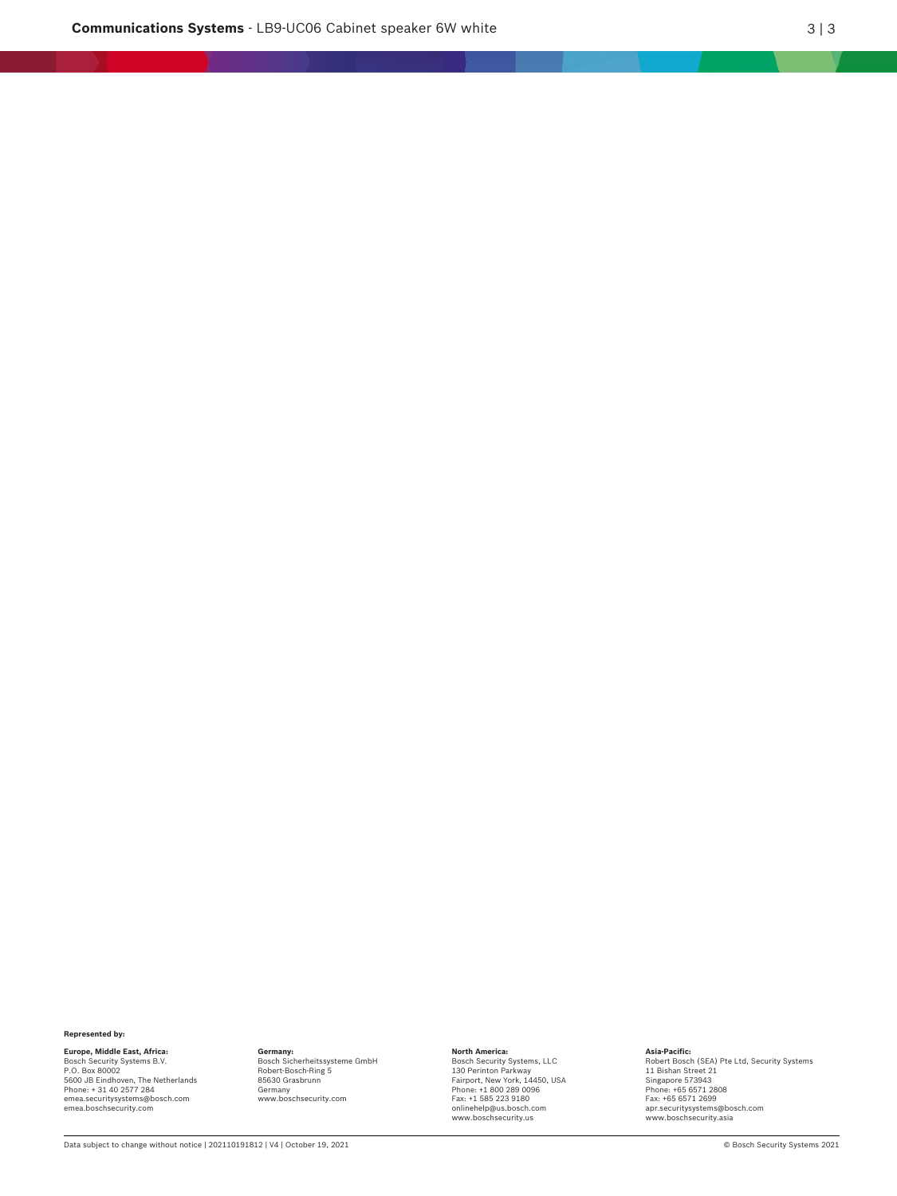**Represented by:**

**Europe, Middle East, Africa:**
Bosch Security Systems B.V.
P.O. Box 80002
5600 JB Eindhoven, The Netherlands
Phone: + 31 40 2577 284
emea.securitysystems@bosch.com
emea.boschsecurity.com

**Germany:**
Bosch Sicherheitssysteme GmbH
Robert-Bosch-Ring 5
85630 Grasbrunn
Germany
www.boschsecurity.com

**North America:**
Bosch Security Systems, LLC
130 Perinton Parkway
Fairport, New York, 14450, USA
Phone: +1 800 289 0096
Fax: +1 585 223 9180
onlinehelp@us.bosch.com
www.boschsecurity.us

**Asia-Pacific:**
Robert Bosch (SEA) Pte Ltd, Security Systems
11 Bishan Street 21
Singapore 573943
Phone: +65 6571 2808
Fax: +65 6571 2699
apr.securitysystems@bosch.com
www.boschsecurity.asia

Data subject to change without notice | 202110191812 | V4 | October 19, 2021

© Bosch Security Systems 2021